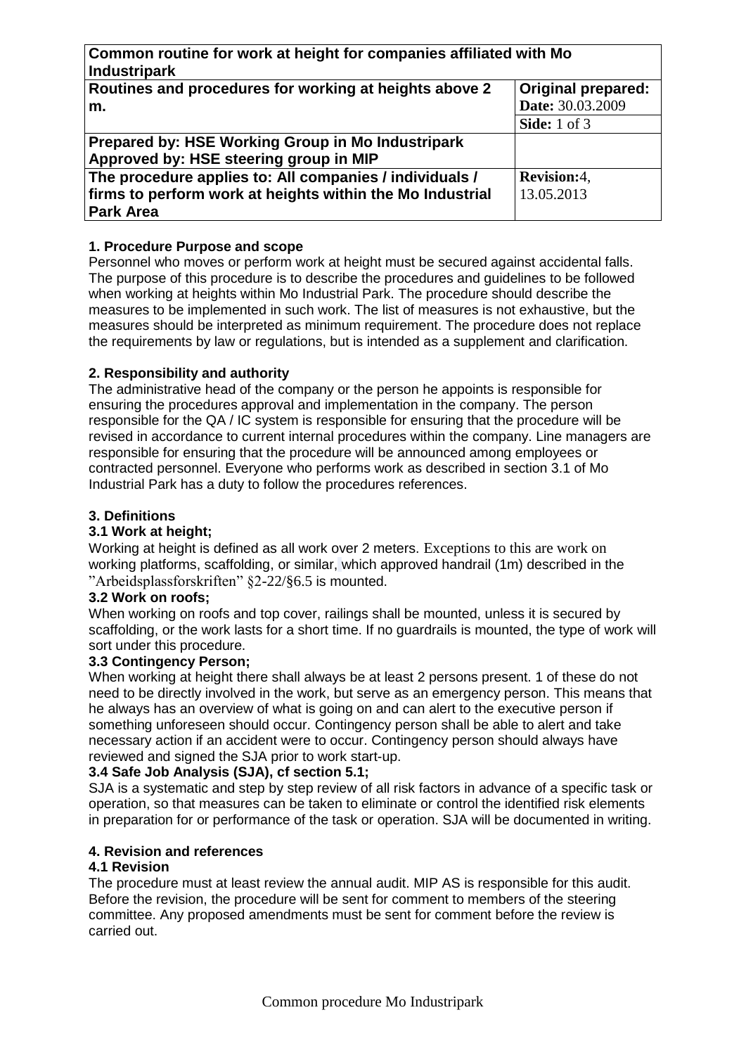| Common routine for work at height for companies affiliated with Mo Industripark | |
| --- | --- |
| **Routines and procedures for working at heights above 2 m.** | **Original prepared:** **Date:** 30.03.2009 |
| | **Side:** 1 of 3 |
| **Prepared by: HSE Working Group in Mo Industripark** **Approved by: HSE steering group in MIP** | |
| **The procedure applies to: All companies / individuals / firms to perform work at heights within the Mo Industrial Park Area** | **Revision:** 4, 13.05.2013 |

### 1. Procedure Purpose and scope

Personnel who moves or perform work at height must be secured against accidental falls. The purpose of this procedure is to describe the procedures and guidelines to be followed when working at heights within Mo Industrial Park. The procedure should describe the measures to be implemented in such work. The list of measures is not exhaustive, but the measures should be interpreted as minimum requirement. The procedure does not replace the requirements by law or regulations, but is intended as a supplement and clarification.

### 2. Responsibility and authority

The administrative head of the company or the person he appoints is responsible for ensuring the procedures approval and implementation in the company. The person responsible for the QA / IC system is responsible for ensuring that the procedure will be revised in accordance to current internal procedures within the company. Line managers are responsible for ensuring that the procedure will be announced among employees or contracted personnel. Everyone who performs work as described in section 3.1 of Mo Industrial Park has a duty to follow the procedures references.

### 3. Definitions

#### 3.1 Work at height;

Working at height is defined as all work over 2 meters. Exceptions to this are work on working platforms, scaffolding, or similar, which approved handrail (1m) described in the "Arbeidsplassforskriften" §2-22/§6.5 is mounted.

#### 3.2 Work on roofs;

When working on roofs and top cover, railings shall be mounted, unless it is secured by scaffolding, or the work lasts for a short time. If no guardrails is mounted, the type of work will sort under this procedure.

#### 3.3 Contingency Person;

When working at height there shall always be at least 2 persons present. 1 of these do not need to be directly involved in the work, but serve as an emergency person. This means that he always has an overview of what is going on and can alert to the executive person if something unforeseen should occur. Contingency person shall be able to alert and take necessary action if an accident were to occur. Contingency person should always have reviewed and signed the SJA prior to work start-up.

#### 3.4 Safe Job Analysis (SJA), cf section 5.1;

SJA is a systematic and step by step review of all risk factors in advance of a specific task or operation, so that measures can be taken to eliminate or control the identified risk elements in preparation for or performance of the task or operation. SJA will be documented in writing.

### 4. Revision and references

#### 4.1 Revision

The procedure must at least review the annual audit. MIP AS is responsible for this audit. Before the revision, the procedure will be sent for comment to members of the steering committee. Any proposed amendments must be sent for comment before the review is carried out.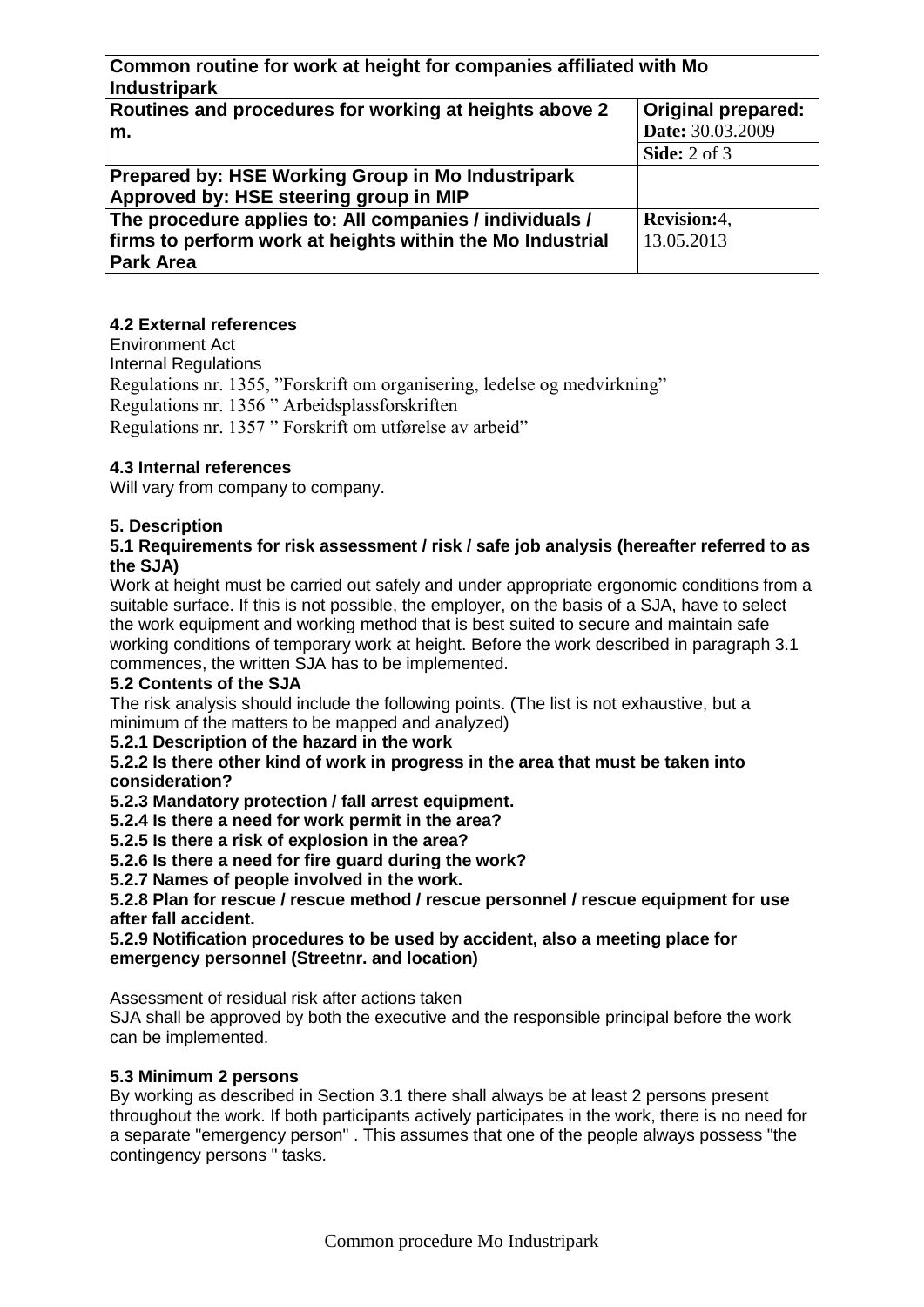#### 4.2 External references

Environment Act
Internal Regulations
Regulations nr. 1355, "Forskrift om organisering, ledelse og medvirkning"
Regulations nr. 1356 " Arbeidsplassforskriften
Regulations nr. 1357 " Forskrift om utførelse av arbeid"

#### 4.3 Internal references

Will vary from company to company.

### 5. Description

#### 5.1 Requirements for risk assessment / risk / safe job analysis (hereafter referred to as the SJA)

Work at height must be carried out safely and under appropriate ergonomic conditions from a suitable surface. If this is not possible, the employer, on the basis of a SJA, have to select the work equipment and working method that is best suited to secure and maintain safe working conditions of temporary work at height. Before the work described in paragraph 3.1 commences, the written SJA has to be implemented.

#### 5.2 Contents of the SJA

The risk analysis should include the following points. (The list is not exhaustive, but a minimum of the matters to be mapped and analyzed)

**5.2.1 Description of the hazard in the work**

**5.2.2 Is there other kind of work in progress in the area that must be taken into consideration?**

**5.2.3 Mandatory protection / fall arrest equipment.**

**5.2.4 Is there a need for work permit in the area?**

**5.2.5 Is there a risk of explosion in the area?**

**5.2.6 Is there a need for fire guard during the work?**

**5.2.7 Names of people involved in the work.**

**5.2.8 Plan for rescue / rescue method / rescue personnel / rescue equipment for use after fall accident.**

**5.2.9 Notification procedures to be used by accident, also a meeting place for emergency personnel (Streetnr. and location)**

Assessment of residual risk after actions taken
SJA shall be approved by both the executive and the responsible principal before the work can be implemented.

#### 5.3 Minimum 2 persons

By working as described in Section 3.1 there shall always be at least 2 persons present throughout the work. If both participants actively participates in the work, there is no need for a separate "emergency person" . This assumes that one of the people always possess "the contingency persons " tasks.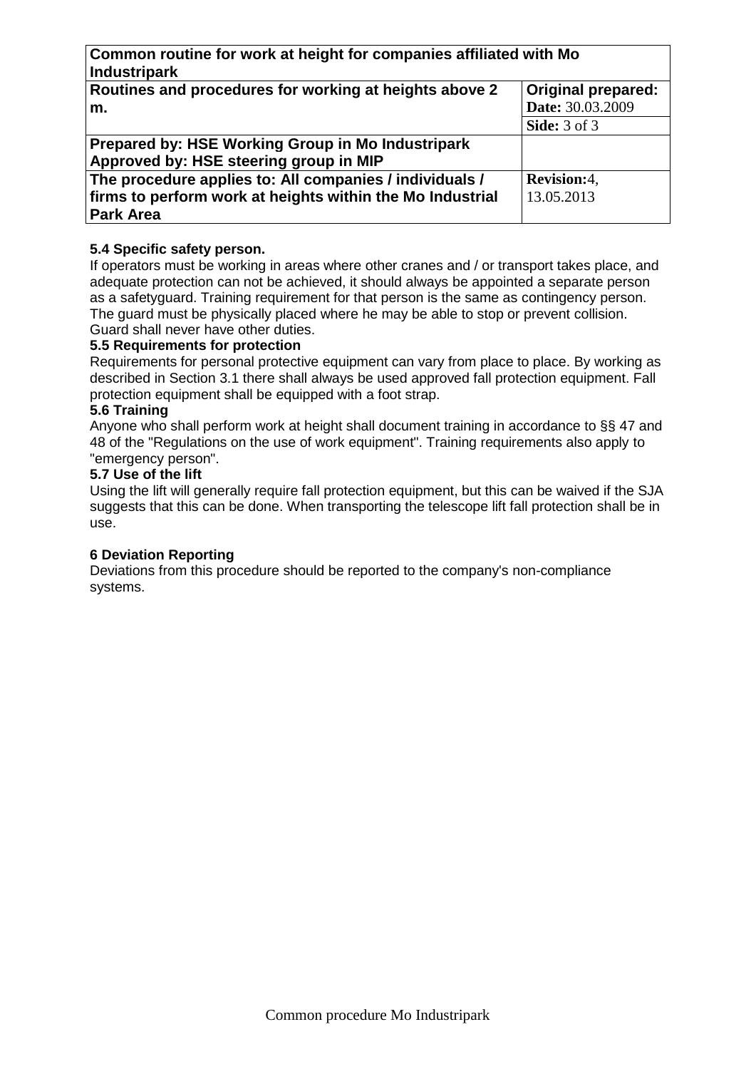| | |
|---|---|
| **Common routine for work at height for companies affiliated with Mo Industripark** | |
| **Routines and procedures for working at heights above 2 m.** | **Original prepared:** **Date:** 30.03.2009 |
| | **Side:** 3 of 3 |
| **Prepared by: HSE Working Group in Mo Industripark** **Approved by: HSE steering group in MIP** | |
| **The procedure applies to: All companies / individuals / firms to perform work at heights within the Mo Industrial Park Area** | **Revision:** 4, 13.05.2013 |

**5.4 Specific safety person.**

If operators must be working in areas where other cranes and / or transport takes place, and adequate protection can not be achieved, it should always be appointed a separate person as a safetyguard. Training requirement for that person is the same as contingency person. The guard must be physically placed where he may be able to stop or prevent collision. Guard shall never have other duties.

**5.5 Requirements for protection**

Requirements for personal protective equipment can vary from place to place. By working as described in Section 3.1 there shall always be used approved fall protection equipment. Fall protection equipment shall be equipped with a foot strap.

**5.6 Training**

Anyone who shall perform work at height shall document training in accordance to §§ 47 and 48 of the "Regulations on the use of work equipment". Training requirements also apply to "emergency person".

**5.7 Use of the lift**

Using the lift will generally require fall protection equipment, but this can be waived if the SJA suggests that this can be done. When transporting the telescope lift fall protection shall be in use.

**6 Deviation Reporting**

Deviations from this procedure should be reported to the company's non-compliance systems.